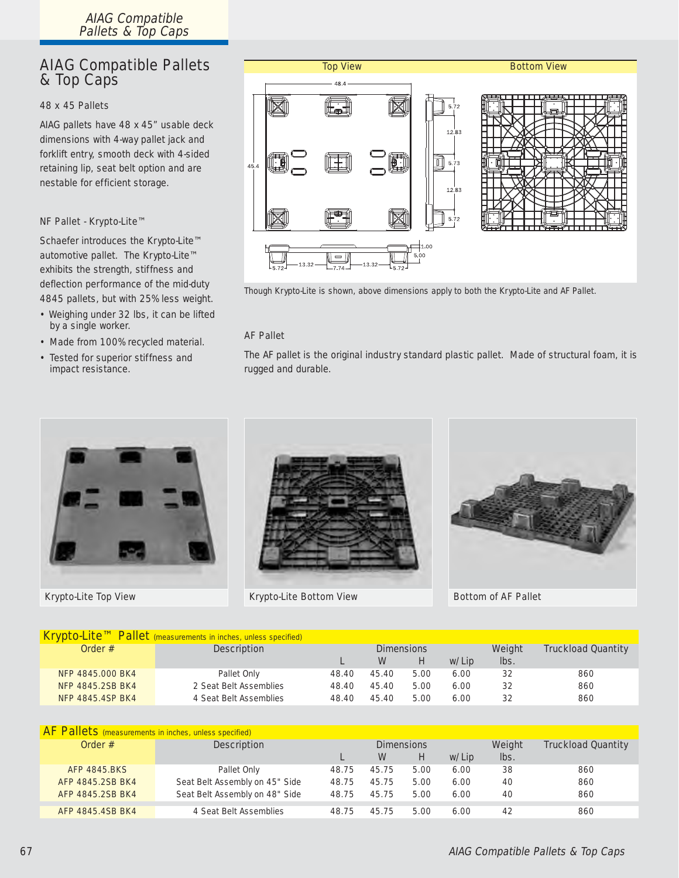# AIAG Compatible Pallets & Top Caps

## 48 x 45 Pallets

AIAG pallets have 48 x 45" usable deck dimensions with 4-way pallet jack and forklift entry, smooth deck with 4-sided retaining lip, seat belt option and are nestable for efficient storage.

### NF Pallet - Krypto-Lite™

Schaefer introduces the Krypto-Lite™ automotive pallet. The Krypto-Lite™ exhibits the strength, stiffness and deflection performance of the mid-duty 4845 pallets, but with 25% less weight.

- Weighing under 32 lbs, it can be lifted by a single worker.
- Made from 100% recycled material.
- Tested for superior stiffness and impact resistance.

Top View | Bottom View

Though Krypto-Lite is shown, above dimensions apply to both the Krypto-Lite and AF Pallet.

### AF Pallet

The AF pallet is the original industry standard plastic pallet. Made of structural foam, it is rugged and durable.

Krypto-Lite Top View

Krypto-Lite Bottom View

Bottom of AF Pallet

**Krypto-Lite™ Pallet** (measurements in inches, unless specified)

| Order # | Description | Dimensions L | W | H | w/ Lip | Weight lbs. | Truckload Quantity |
|---|---|---|---|---|---|---|---|
| NFP 4845.000 BK4 | Pallet Only | 48.40 | 45.40 | 5.00 | 6.00 | 32 | 860 |
| NFP 4845.2SB BK4 | 2 Seat Belt Assemblies | 48.40 | 45.40 | 5.00 | 6.00 | 32 | 860 |
| NFP 4845.4SP BK4 | 4 Seat Belt Assemblies | 48.40 | 45.40 | 5.00 | 6.00 | 32 | 860 |

**AF Pallets** (measurements in inches, unless specified)

| Order # | Description | Dimensions L | W | H | w/ Lip | Weight lbs. | Truckload Quantity |
|---|---|---|---|---|---|---|---|
| AFP 4845.BKS | Pallet Only | 48.75 | 45.75 | 5.00 | 6.00 | 38 | 860 |
| AFP 4845.2SB BK4 | Seat Belt Assembly on 45" Side | 48.75 | 45.75 | 5.00 | 6.00 | 40 | 860 |
| AFP 4845.2SB BK4 | Seat Belt Assembly on 48" Side | 48.75 | 45.75 | 5.00 | 6.00 | 40 | 860 |
| AFP 4845.4SB BK4 | 4 Seat Belt Assemblies | 48.75 | 45.75 | 5.00 | 6.00 | 42 | 860 |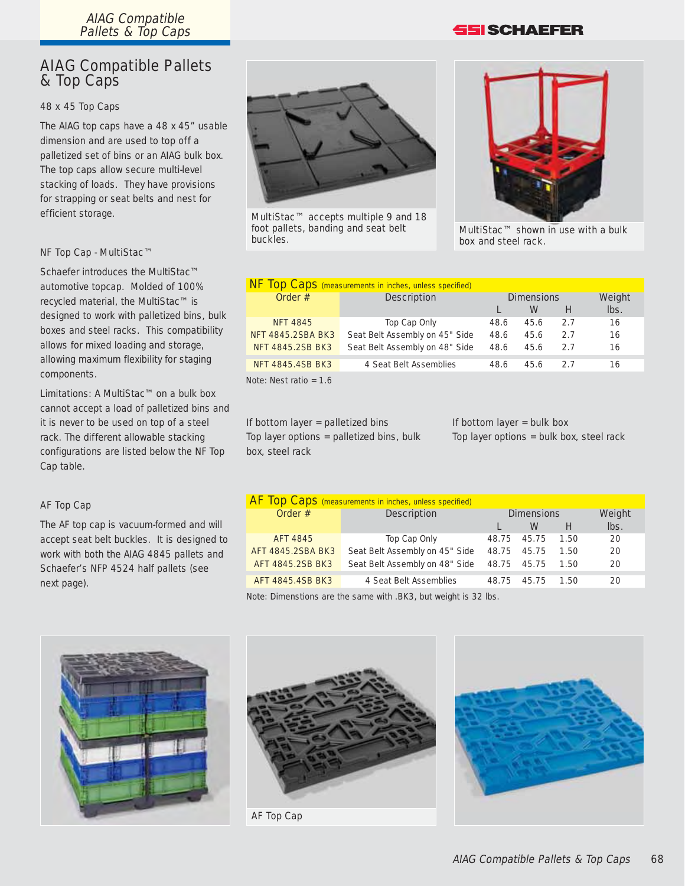# AIAG Compatible Pallets & Top Caps

## 48 x 45 Top Caps

The AIAG top caps have a 48 x 45" usable dimension and are used to top off a palletized set of bins or an AIAG bulk box. The top caps allow secure multi-level stacking of loads. They have provisions for strapping or seat belts and nest for efficient storage.

MultiStac™ accepts multiple 9 and 18 foot pallets, banding and seat belt buckles.

MultiStac™ shown in use with a bulk box and steel rack.

### NF Top Cap - MultiStac™

Schaefer introduces the MultiStac™ automotive topcap. Molded of 100% recycled material, the MultiStac™ is designed to work with palletized bins, bulk boxes and steel racks. This compatibility allows for mixed loading and storage, allowing maximum flexibility for staging components.

Limitations: A MultiStac™ on a bulk box cannot accept a load of palletized bins and it is never to be used on top of a steel rack. The different allowable stacking configurations are listed below the NF Top Cap table.

**NF Top Caps** (measurements in inches, unless specified)

| Order # | Description | Dimensions | | | Weight |
|---|---|---|---|---|---|
| | | L | W | H | lbs. |
| NFT 4845 | Top Cap Only | 48.6 | 45.6 | 2.7 | 16 |
| NFT 4845.2SBA BK3 | Seat Belt Assembly on 45" Side | 48.6 | 45.6 | 2.7 | 16 |
| NFT 4845.2SB BK3 | Seat Belt Assembly on 48" Side | 48.6 | 45.6 | 2.7 | 16 |
| NFT 4845.4SB BK3 | 4 Seat Belt Assemblies | 48.6 | 45.6 | 2.7 | 16 |

Note: Nest ratio = 1.6

If bottom layer = palletized bins
Top layer options = palletized bins, bulk box, steel rack

If bottom layer = bulk box
Top layer options = bulk box, steel rack

### AF Top Cap

The AF top cap is vacuum-formed and will accept seat belt buckles. It is designed to work with both the AIAG 4845 pallets and Schaefer's NFP 4524 half pallets (see next page).

**AF Top Caps** (measurements in inches, unless specified)

| Order # | Description | Dimensions | | | Weight |
|---|---|---|---|---|---|
| | | L | W | H | lbs. |
| AFT 4845 | Top Cap Only | 48.75 | 45.75 | 1.50 | 20 |
| AFT 4845.2SBA BK3 | Seat Belt Assembly on 45" Side | 48.75 | 45.75 | 1.50 | 20 |
| AFT 4845.2SB BK3 | Seat Belt Assembly on 48" Side | 48.75 | 45.75 | 1.50 | 20 |
| AFT 4845.4SB BK3 | 4 Seat Belt Assemblies | 48.75 | 45.75 | 1.50 | 20 |

Note: Dimensions are the same with .BK3, but weight is 32 lbs.

AF Top Cap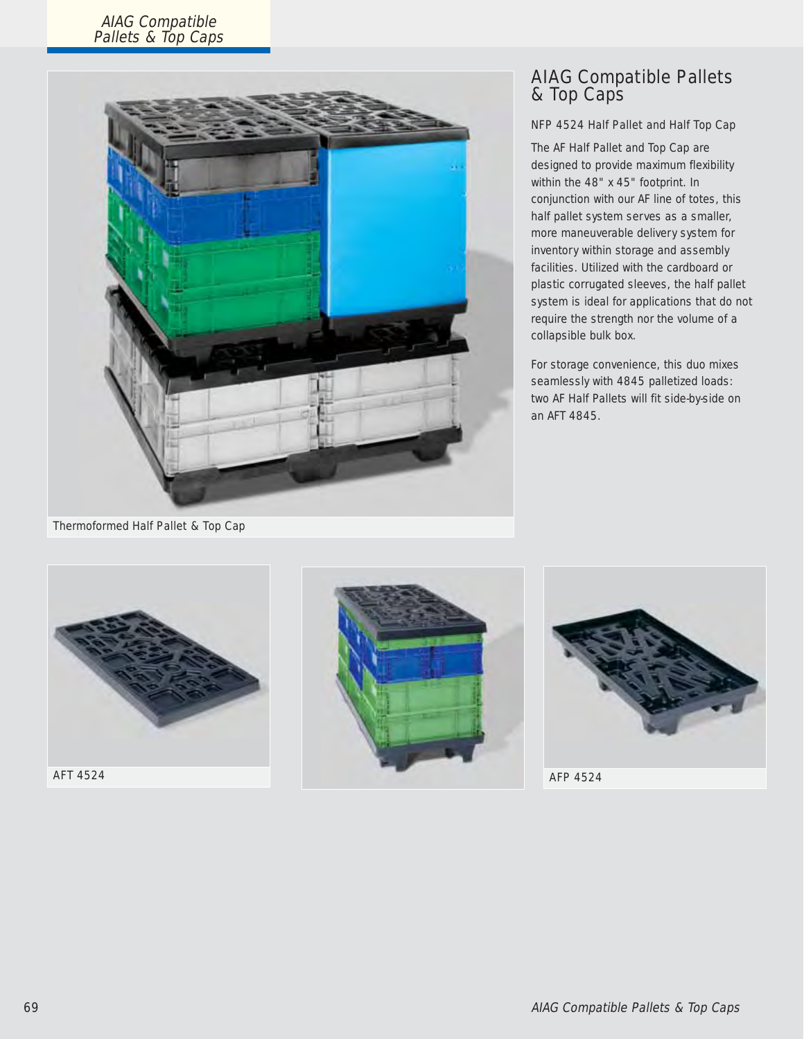# AIAG Compatible Pallets & Top Caps

NFP 4524 Half Pallet and Half Top Cap

The AF Half Pallet and Top Cap are designed to provide maximum flexibility within the 48" x 45" footprint. In conjunction with our AF line of totes, this half pallet system serves as a smaller, more maneuverable delivery system for inventory within storage and assembly facilities. Utilized with the cardboard or plastic corrugated sleeves, the half pallet system is ideal for applications that do not require the strength nor the volume of a collapsible bulk box.

For storage convenience, this duo mixes seamlessly with 4845 palletized loads: two AF Half Pallets will fit side-by-side on an AFT 4845.

Thermoformed Half Pallet & Top Cap

AFT 4524

AFP 4524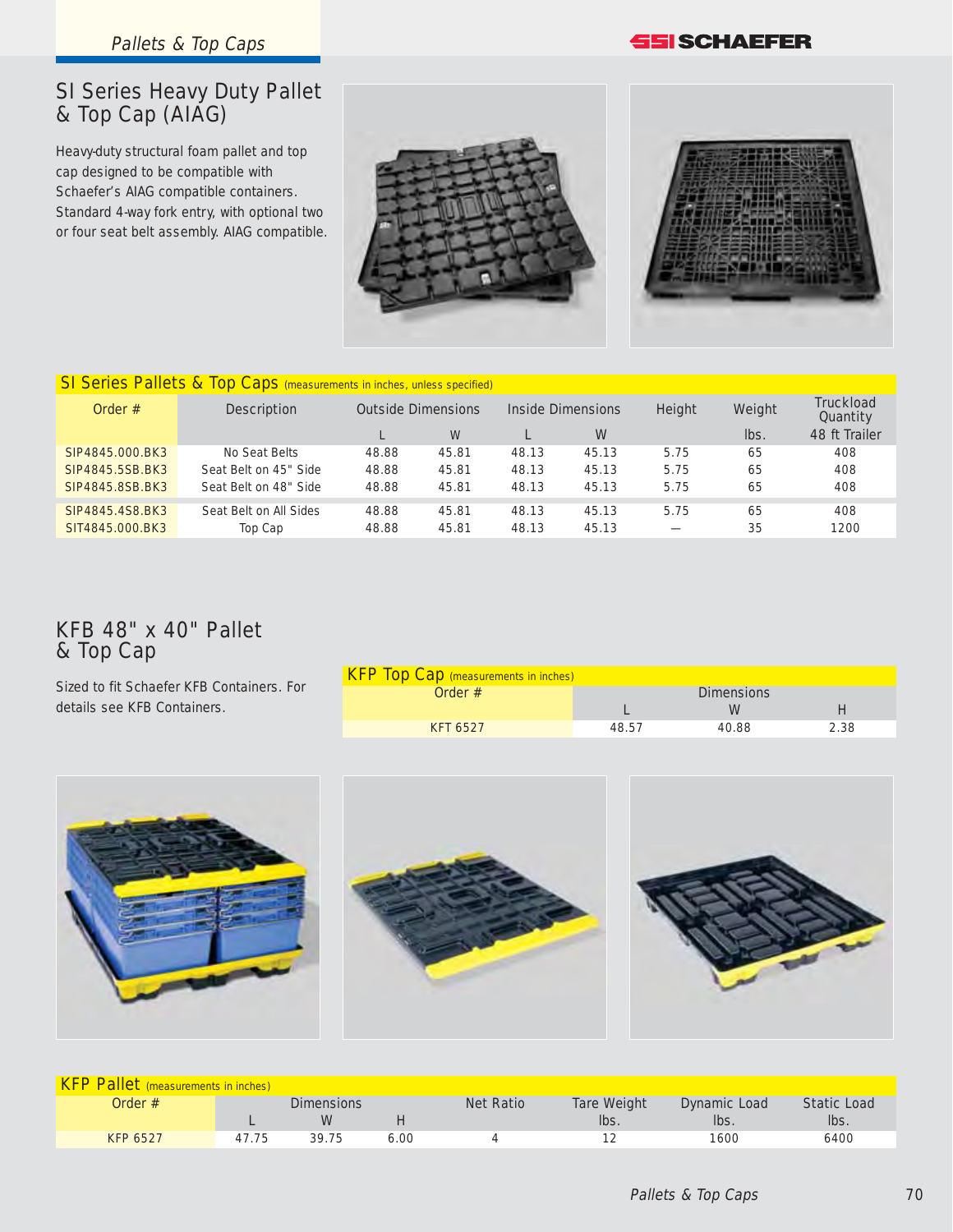## SI Series Heavy Duty Pallet & Top Cap (AIAG)

Heavy-duty structural foam pallet and top cap designed to be compatible with Schaefer's AIAG compatible containers. Standard 4-way fork entry, with optional two or four seat belt assembly. AIAG compatible.

**SI Series Pallets & Top Caps** (measurements in inches, unless specified)

| Order # | Description | Outside Dimensions | | Inside Dimensions | | Height | Weight | Truckload Quantity |
|---|---|---|---|---|---|---|---|---|
| | | L | W | L | W | | lbs. | 48 ft Trailer |
| SIP4845.000.BK3 | No Seat Belts | 48.88 | 45.81 | 48.13 | 45.13 | 5.75 | 65 | 408 |
| SIP4845.5SB.BK3 | Seat Belt on 45" Side | 48.88 | 45.81 | 48.13 | 45.13 | 5.75 | 65 | 408 |
| SIP4845.8SB.BK3 | Seat Belt on 48" Side | 48.88 | 45.81 | 48.13 | 45.13 | 5.75 | 65 | 408 |
| SIP4845.4S8.BK3 | Seat Belt on All Sides | 48.88 | 45.81 | 48.13 | 45.13 | 5.75 | 65 | 408 |
| SIT4845.000.BK3 | Top Cap | 48.88 | 45.81 | 48.13 | 45.13 | — | 35 | 1200 |

## KFB 48" x 40" Pallet & Top Cap

Sized to fit Schaefer KFB Containers. For details see KFB Containers.

**KFP Top Cap** (measurements in inches)

| Order # | Dimensions | | |
|---|---|---|---|
| | L | W | H |
| KFT 6527 | 48.57 | 40.88 | 2.38 |

**KFP Pallet** (measurements in inches)

| Order # | Dimensions | | | Net Ratio | Tare Weight | Dynamic Load | Static Load |
|---|---|---|---|---|---|---|---|
| | L | W | H | | lbs. | lbs. | lbs. |
| KFP 6527 | 47.75 | 39.75 | 6.00 | 4 | 12 | 1600 | 6400 |